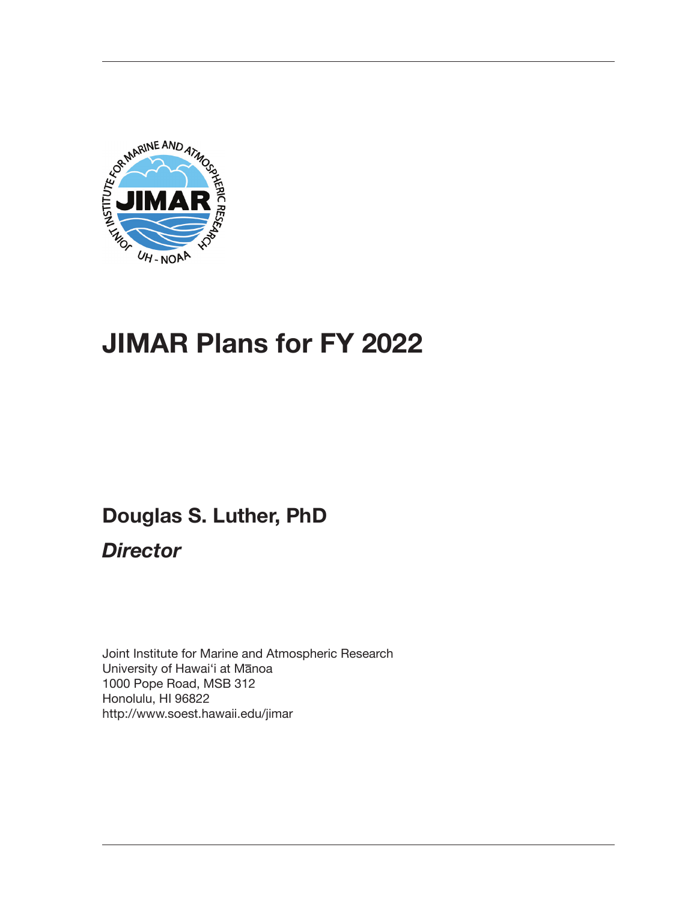# JIMAR Plans for FY 2022

## Douglas S. Luther, PhD

### *Director*

Joint Institute for Marine and Atmospheric Research
University of Hawai'i at Mānoa
1000 Pope Road, MSB 312
Honolulu, HI 96822
http://www.soest.hawaii.edu/jimar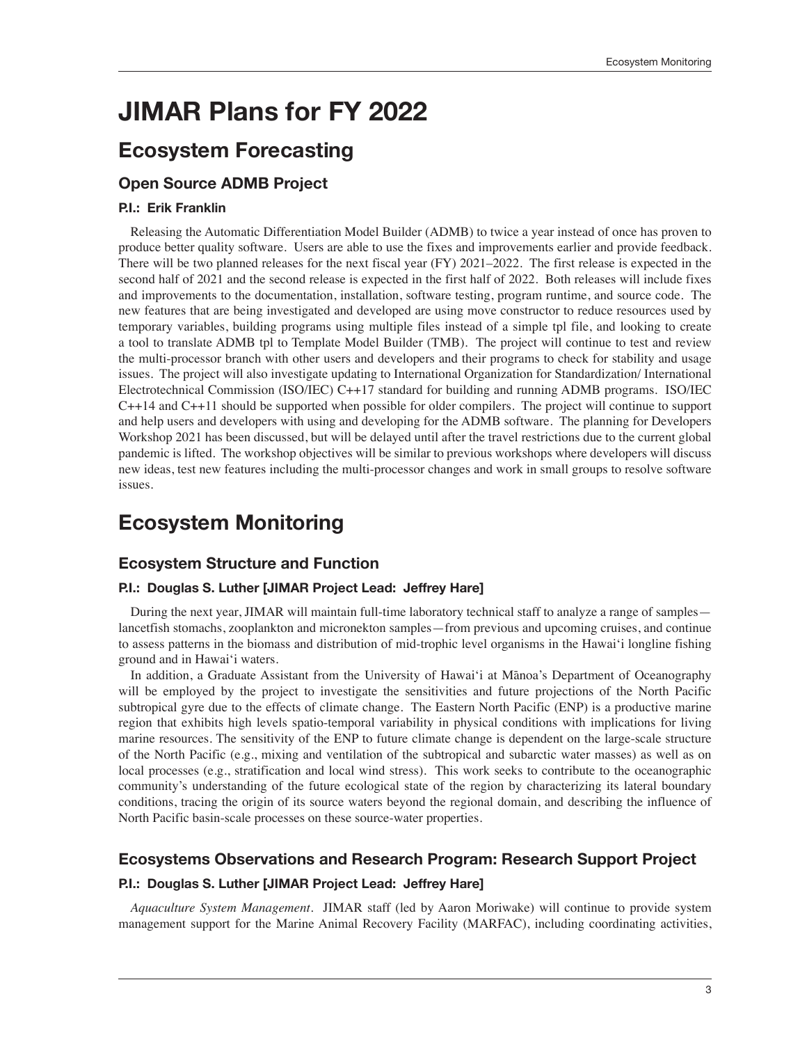# JIMAR Plans for FY 2022

## Ecosystem Forecasting

### Open Source ADMB Project

#### P.I.: Erik Franklin

Releasing the Automatic Differentiation Model Builder (ADMB) to twice a year instead of once has proven to produce better quality software. Users are able to use the fixes and improvements earlier and provide feedback. There will be two planned releases for the next fiscal year (FY) 2021–2022. The first release is expected in the second half of 2021 and the second release is expected in the first half of 2022. Both releases will include fixes and improvements to the documentation, installation, software testing, program runtime, and source code. The new features that are being investigated and developed are using move constructor to reduce resources used by temporary variables, building programs using multiple files instead of a simple tpl file, and looking to create a tool to translate ADMB tpl to Template Model Builder (TMB). The project will continue to test and review the multi-processor branch with other users and developers and their programs to check for stability and usage issues. The project will also investigate updating to International Organization for Standardization/ International Electrotechnical Commission (ISO/IEC) C++17 standard for building and running ADMB programs. ISO/IEC C++14 and C++11 should be supported when possible for older compilers. The project will continue to support and help users and developers with using and developing for the ADMB software. The planning for Developers Workshop 2021 has been discussed, but will be delayed until after the travel restrictions due to the current global pandemic is lifted. The workshop objectives will be similar to previous workshops where developers will discuss new ideas, test new features including the multi-processor changes and work in small groups to resolve software issues.

## Ecosystem Monitoring

### Ecosystem Structure and Function

#### P.I.: Douglas S. Luther [JIMAR Project Lead: Jeffrey Hare]

During the next year, JIMAR will maintain full-time laboratory technical staff to analyze a range of samples—lancetfish stomachs, zooplankton and micronekton samples—from previous and upcoming cruises, and continue to assess patterns in the biomass and distribution of mid-trophic level organisms in the Hawai'i longline fishing ground and in Hawai'i waters.

In addition, a Graduate Assistant from the University of Hawai'i at Mānoa's Department of Oceanography will be employed by the project to investigate the sensitivities and future projections of the North Pacific subtropical gyre due to the effects of climate change. The Eastern North Pacific (ENP) is a productive marine region that exhibits high levels spatio-temporal variability in physical conditions with implications for living marine resources. The sensitivity of the ENP to future climate change is dependent on the large-scale structure of the North Pacific (e.g., mixing and ventilation of the subtropical and subarctic water masses) as well as on local processes (e.g., stratification and local wind stress). This work seeks to contribute to the oceanographic community's understanding of the future ecological state of the region by characterizing its lateral boundary conditions, tracing the origin of its source waters beyond the regional domain, and describing the influence of North Pacific basin-scale processes on these source-water properties.

### Ecosystems Observations and Research Program: Research Support Project

#### P.I.: Douglas S. Luther [JIMAR Project Lead: Jeffrey Hare]

*Aquaculture System Management*. JIMAR staff (led by Aaron Moriwake) will continue to provide system management support for the Marine Animal Recovery Facility (MARFAC), including coordinating activities,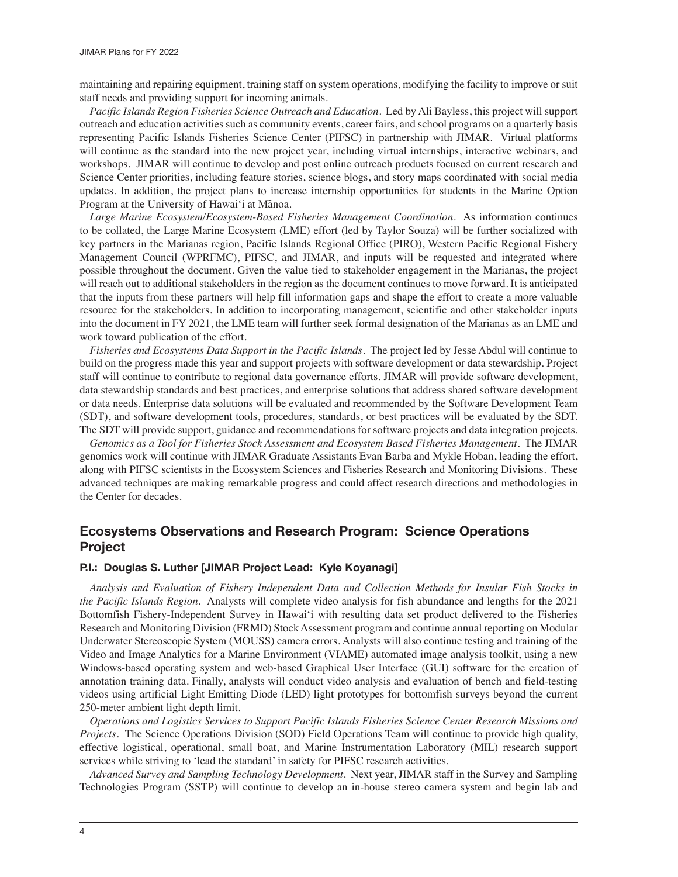maintaining and repairing equipment, training staff on system operations, modifying the facility to improve or suit staff needs and providing support for incoming animals.

*Pacific Islands Region Fisheries Science Outreach and Education*. Led by Ali Bayless, this project will support outreach and education activities such as community events, career fairs, and school programs on a quarterly basis representing Pacific Islands Fisheries Science Center (PIFSC) in partnership with JIMAR. Virtual platforms will continue as the standard into the new project year, including virtual internships, interactive webinars, and workshops. JIMAR will continue to develop and post online outreach products focused on current research and Science Center priorities, including feature stories, science blogs, and story maps coordinated with social media updates. In addition, the project plans to increase internship opportunities for students in the Marine Option Program at the University of Hawaiʻi at Mānoa.

*Large Marine Ecosystem/Ecosystem-Based Fisheries Management Coordination*. As information continues to be collated, the Large Marine Ecosystem (LME) effort (led by Taylor Souza) will be further socialized with key partners in the Marianas region, Pacific Islands Regional Office (PIRO), Western Pacific Regional Fishery Management Council (WPRFMC), PIFSC, and JIMAR, and inputs will be requested and integrated where possible throughout the document. Given the value tied to stakeholder engagement in the Marianas, the project will reach out to additional stakeholders in the region as the document continues to move forward. It is anticipated that the inputs from these partners will help fill information gaps and shape the effort to create a more valuable resource for the stakeholders. In addition to incorporating management, scientific and other stakeholder inputs into the document in FY 2021, the LME team will further seek formal designation of the Marianas as an LME and work toward publication of the effort.

*Fisheries and Ecosystems Data Support in the Pacific Islands*. The project led by Jesse Abdul will continue to build on the progress made this year and support projects with software development or data stewardship. Project staff will continue to contribute to regional data governance efforts. JIMAR will provide software development, data stewardship standards and best practices, and enterprise solutions that address shared software development or data needs. Enterprise data solutions will be evaluated and recommended by the Software Development Team (SDT), and software development tools, procedures, standards, or best practices will be evaluated by the SDT. The SDT will provide support, guidance and recommendations for software projects and data integration projects.

*Genomics as a Tool for Fisheries Stock Assessment and Ecosystem Based Fisheries Management*. The JIMAR genomics work will continue with JIMAR Graduate Assistants Evan Barba and Mykle Hoban, leading the effort, along with PIFSC scientists in the Ecosystem Sciences and Fisheries Research and Monitoring Divisions. These advanced techniques are making remarkable progress and could affect research directions and methodologies in the Center for decades.

## Ecosystems Observations and Research Program: Science Operations Project

### P.I.: Douglas S. Luther [JIMAR Project Lead: Kyle Koyanagi]

*Analysis and Evaluation of Fishery Independent Data and Collection Methods for Insular Fish Stocks in the Pacific Islands Region*. Analysts will complete video analysis for fish abundance and lengths for the 2021 Bottomfish Fishery-Independent Survey in Hawaiʻi with resulting data set product delivered to the Fisheries Research and Monitoring Division (FRMD) Stock Assessment program and continue annual reporting on Modular Underwater Stereoscopic System (MOUSS) camera errors. Analysts will also continue testing and training of the Video and Image Analytics for a Marine Environment (VIAME) automated image analysis toolkit, using a new Windows-based operating system and web-based Graphical User Interface (GUI) software for the creation of annotation training data. Finally, analysts will conduct video analysis and evaluation of bench and field-testing videos using artificial Light Emitting Diode (LED) light prototypes for bottomfish surveys beyond the current 250-meter ambient light depth limit.

*Operations and Logistics Services to Support Pacific Islands Fisheries Science Center Research Missions and Projects*. The Science Operations Division (SOD) Field Operations Team will continue to provide high quality, effective logistical, operational, small boat, and Marine Instrumentation Laboratory (MIL) research support services while striving to 'lead the standard' in safety for PIFSC research activities.

*Advanced Survey and Sampling Technology Development*. Next year, JIMAR staff in the Survey and Sampling Technologies Program (SSTP) will continue to develop an in-house stereo camera system and begin lab and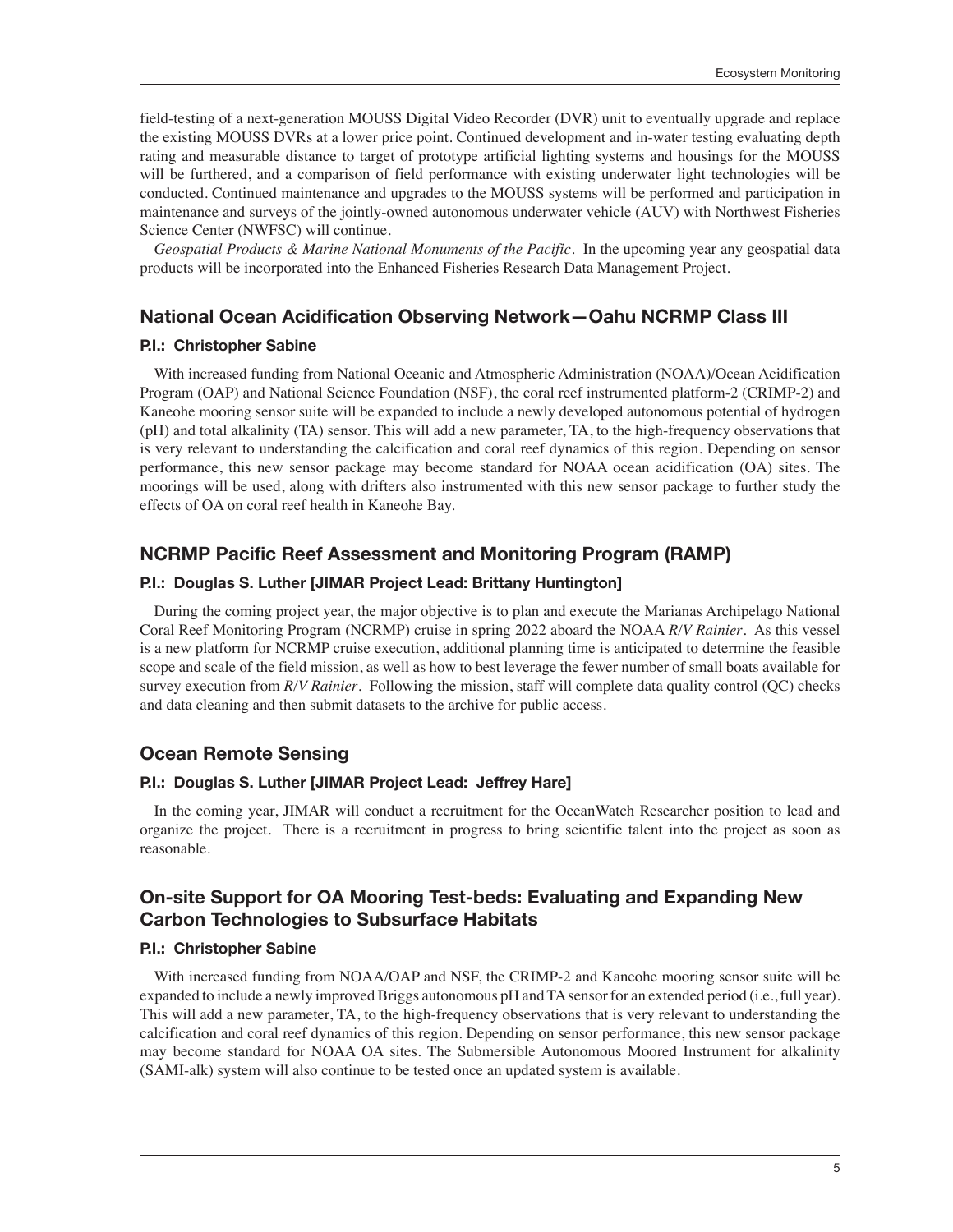field-testing of a next-generation MOUSS Digital Video Recorder (DVR) unit to eventually upgrade and replace the existing MOUSS DVRs at a lower price point. Continued development and in-water testing evaluating depth rating and measurable distance to target of prototype artificial lighting systems and housings for the MOUSS will be furthered, and a comparison of field performance with existing underwater light technologies will be conducted. Continued maintenance and upgrades to the MOUSS systems will be performed and participation in maintenance and surveys of the jointly-owned autonomous underwater vehicle (AUV) with Northwest Fisheries Science Center (NWFSC) will continue.

*Geospatial Products & Marine National Monuments of the Pacific*. In the upcoming year any geospatial data products will be incorporated into the Enhanced Fisheries Research Data Management Project.

## National Ocean Acidification Observing Network—Oahu NCRMP Class III

#### P.I.: Christopher Sabine

With increased funding from National Oceanic and Atmospheric Administration (NOAA)/Ocean Acidification Program (OAP) and National Science Foundation (NSF), the coral reef instrumented platform-2 (CRIMP-2) and Kaneohe mooring sensor suite will be expanded to include a newly developed autonomous potential of hydrogen (pH) and total alkalinity (TA) sensor. This will add a new parameter, TA, to the high-frequency observations that is very relevant to understanding the calcification and coral reef dynamics of this region. Depending on sensor performance, this new sensor package may become standard for NOAA ocean acidification (OA) sites. The moorings will be used, along with drifters also instrumented with this new sensor package to further study the effects of OA on coral reef health in Kaneohe Bay.

## NCRMP Pacific Reef Assessment and Monitoring Program (RAMP)

#### P.I.: Douglas S. Luther [JIMAR Project Lead: Brittany Huntington]

During the coming project year, the major objective is to plan and execute the Marianas Archipelago National Coral Reef Monitoring Program (NCRMP) cruise in spring 2022 aboard the NOAA *R/V Rainier*. As this vessel is a new platform for NCRMP cruise execution, additional planning time is anticipated to determine the feasible scope and scale of the field mission, as well as how to best leverage the fewer number of small boats available for survey execution from *R/V Rainier*. Following the mission, staff will complete data quality control (QC) checks and data cleaning and then submit datasets to the archive for public access.

## Ocean Remote Sensing

#### P.I.: Douglas S. Luther [JIMAR Project Lead: Jeffrey Hare]

In the coming year, JIMAR will conduct a recruitment for the OceanWatch Researcher position to lead and organize the project. There is a recruitment in progress to bring scientific talent into the project as soon as reasonable.

## On-site Support for OA Mooring Test-beds: Evaluating and Expanding New Carbon Technologies to Subsurface Habitats

#### P.I.: Christopher Sabine

With increased funding from NOAA/OAP and NSF, the CRIMP-2 and Kaneohe mooring sensor suite will be expanded to include a newly improved Briggs autonomous pH and TA sensor for an extended period (i.e., full year). This will add a new parameter, TA, to the high-frequency observations that is very relevant to understanding the calcification and coral reef dynamics of this region. Depending on sensor performance, this new sensor package may become standard for NOAA OA sites. The Submersible Autonomous Moored Instrument for alkalinity (SAMI-alk) system will also continue to be tested once an updated system is available.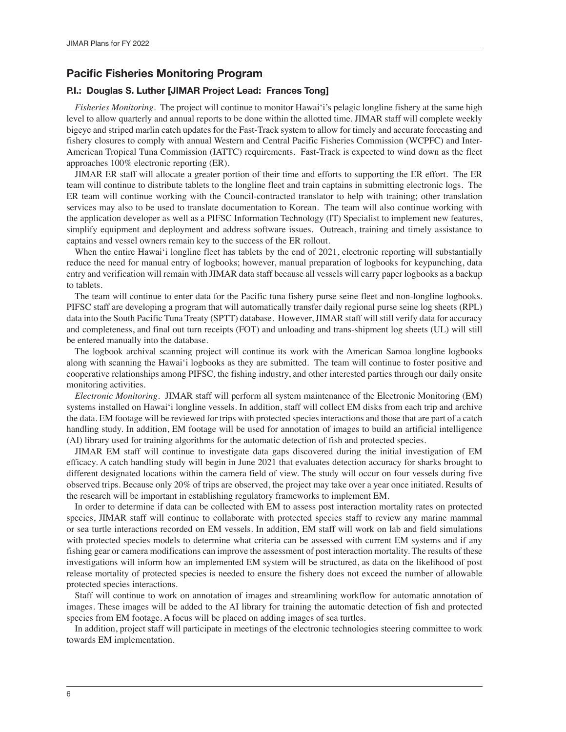## Pacific Fisheries Monitoring Program

### P.I.: Douglas S. Luther [JIMAR Project Lead: Frances Tong]

*Fisheries Monitoring*. The project will continue to monitor Hawai'i's pelagic longline fishery at the same high level to allow quarterly and annual reports to be done within the allotted time. JIMAR staff will complete weekly bigeye and striped marlin catch updates for the Fast-Track system to allow for timely and accurate forecasting and fishery closures to comply with annual Western and Central Pacific Fisheries Commission (WCPFC) and Inter-American Tropical Tuna Commission (IATTC) requirements. Fast-Track is expected to wind down as the fleet approaches 100% electronic reporting (ER).

JIMAR ER staff will allocate a greater portion of their time and efforts to supporting the ER effort. The ER team will continue to distribute tablets to the longline fleet and train captains in submitting electronic logs. The ER team will continue working with the Council-contracted translator to help with training; other translation services may also to be used to translate documentation to Korean. The team will also continue working with the application developer as well as a PIFSC Information Technology (IT) Specialist to implement new features, simplify equipment and deployment and address software issues. Outreach, training and timely assistance to captains and vessel owners remain key to the success of the ER rollout.

When the entire Hawai'i longline fleet has tablets by the end of 2021, electronic reporting will substantially reduce the need for manual entry of logbooks; however, manual preparation of logbooks for keypunching, data entry and verification will remain with JIMAR data staff because all vessels will carry paper logbooks as a backup to tablets.

The team will continue to enter data for the Pacific tuna fishery purse seine fleet and non-longline logbooks. PIFSC staff are developing a program that will automatically transfer daily regional purse seine log sheets (RPL) data into the South Pacific Tuna Treaty (SPTT) database. However, JIMAR staff will still verify data for accuracy and completeness, and final out turn receipts (FOT) and unloading and trans-shipment log sheets (UL) will still be entered manually into the database.

The logbook archival scanning project will continue its work with the American Samoa longline logbooks along with scanning the Hawai'i logbooks as they are submitted. The team will continue to foster positive and cooperative relationships among PIFSC, the fishing industry, and other interested parties through our daily onsite monitoring activities.

*Electronic Monitoring*. JIMAR staff will perform all system maintenance of the Electronic Monitoring (EM) systems installed on Hawai'i longline vessels. In addition, staff will collect EM disks from each trip and archive the data. EM footage will be reviewed for trips with protected species interactions and those that are part of a catch handling study. In addition, EM footage will be used for annotation of images to build an artificial intelligence (AI) library used for training algorithms for the automatic detection of fish and protected species.

JIMAR EM staff will continue to investigate data gaps discovered during the initial investigation of EM efficacy. A catch handling study will begin in June 2021 that evaluates detection accuracy for sharks brought to different designated locations within the camera field of view. The study will occur on four vessels during five observed trips. Because only 20% of trips are observed, the project may take over a year once initiated. Results of the research will be important in establishing regulatory frameworks to implement EM.

In order to determine if data can be collected with EM to assess post interaction mortality rates on protected species, JIMAR staff will continue to collaborate with protected species staff to review any marine mammal or sea turtle interactions recorded on EM vessels. In addition, EM staff will work on lab and field simulations with protected species models to determine what criteria can be assessed with current EM systems and if any fishing gear or camera modifications can improve the assessment of post interaction mortality. The results of these investigations will inform how an implemented EM system will be structured, as data on the likelihood of post release mortality of protected species is needed to ensure the fishery does not exceed the number of allowable protected species interactions.

Staff will continue to work on annotation of images and streamlining workflow for automatic annotation of images. These images will be added to the AI library for training the automatic detection of fish and protected species from EM footage. A focus will be placed on adding images of sea turtles.

In addition, project staff will participate in meetings of the electronic technologies steering committee to work towards EM implementation.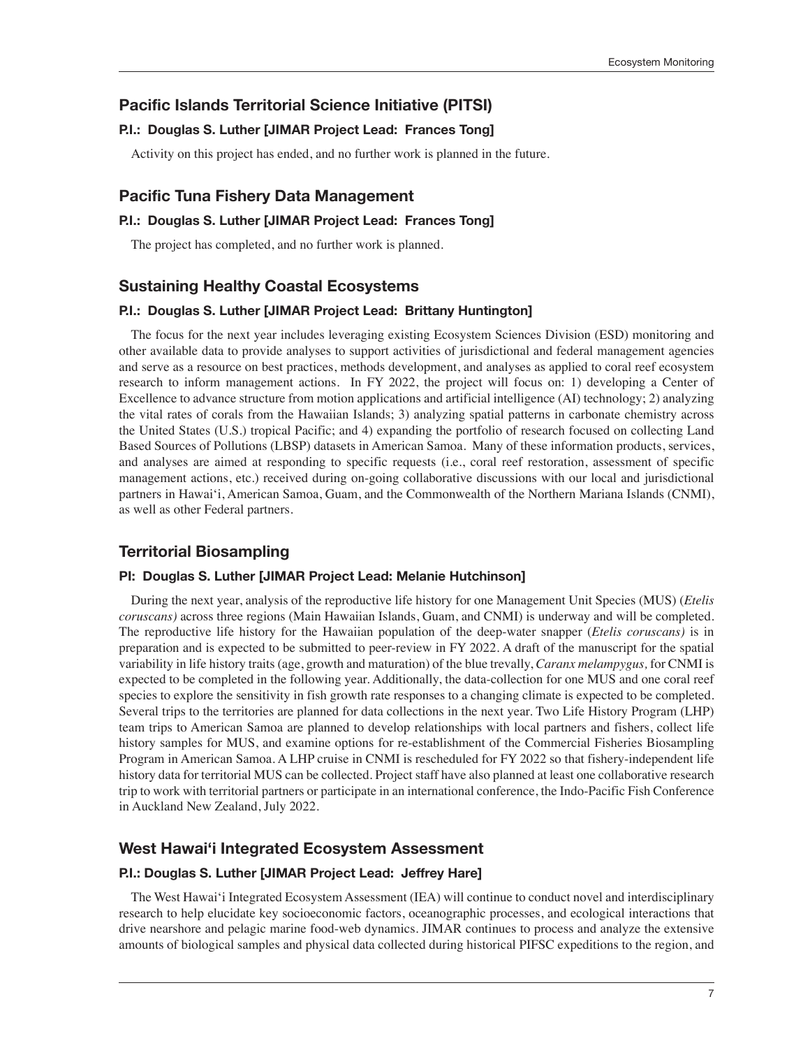## Pacific Islands Territorial Science Initiative (PITSI)

### P.I.: Douglas S. Luther [JIMAR Project Lead: Frances Tong]

Activity on this project has ended, and no further work is planned in the future.

## Pacific Tuna Fishery Data Management

### P.I.: Douglas S. Luther [JIMAR Project Lead: Frances Tong]

The project has completed, and no further work is planned.

## Sustaining Healthy Coastal Ecosystems

### P.I.: Douglas S. Luther [JIMAR Project Lead: Brittany Huntington]

The focus for the next year includes leveraging existing Ecosystem Sciences Division (ESD) monitoring and other available data to provide analyses to support activities of jurisdictional and federal management agencies and serve as a resource on best practices, methods development, and analyses as applied to coral reef ecosystem research to inform management actions. In FY 2022, the project will focus on: 1) developing a Center of Excellence to advance structure from motion applications and artificial intelligence (AI) technology; 2) analyzing the vital rates of corals from the Hawaiian Islands; 3) analyzing spatial patterns in carbonate chemistry across the United States (U.S.) tropical Pacific; and 4) expanding the portfolio of research focused on collecting Land Based Sources of Pollutions (LBSP) datasets in American Samoa. Many of these information products, services, and analyses are aimed at responding to specific requests (i.e., coral reef restoration, assessment of specific management actions, etc.) received during on-going collaborative discussions with our local and jurisdictional partners in Hawai'i, American Samoa, Guam, and the Commonwealth of the Northern Mariana Islands (CNMI), as well as other Federal partners.

## Territorial Biosampling

### PI: Douglas S. Luther [JIMAR Project Lead: Melanie Hutchinson]

During the next year, analysis of the reproductive life history for one Management Unit Species (MUS) (*Etelis coruscans)* across three regions (Main Hawaiian Islands, Guam, and CNMI) is underway and will be completed. The reproductive life history for the Hawaiian population of the deep-water snapper (*Etelis coruscans)* is in preparation and is expected to be submitted to peer-review in FY 2022. A draft of the manuscript for the spatial variability in life history traits (age, growth and maturation) of the blue trevally, *Caranx melampygus,* for CNMI is expected to be completed in the following year. Additionally, the data-collection for one MUS and one coral reef species to explore the sensitivity in fish growth rate responses to a changing climate is expected to be completed. Several trips to the territories are planned for data collections in the next year. Two Life History Program (LHP) team trips to American Samoa are planned to develop relationships with local partners and fishers, collect life history samples for MUS, and examine options for re-establishment of the Commercial Fisheries Biosampling Program in American Samoa. A LHP cruise in CNMI is rescheduled for FY 2022 so that fishery-independent life history data for territorial MUS can be collected. Project staff have also planned at least one collaborative research trip to work with territorial partners or participate in an international conference, the Indo-Pacific Fish Conference in Auckland New Zealand, July 2022.

## West Hawai'i Integrated Ecosystem Assessment

### P.I.: Douglas S. Luther [JIMAR Project Lead: Jeffrey Hare]

The West Hawai'i Integrated Ecosystem Assessment (IEA) will continue to conduct novel and interdisciplinary research to help elucidate key socioeconomic factors, oceanographic processes, and ecological interactions that drive nearshore and pelagic marine food-web dynamics. JIMAR continues to process and analyze the extensive amounts of biological samples and physical data collected during historical PIFSC expeditions to the region, and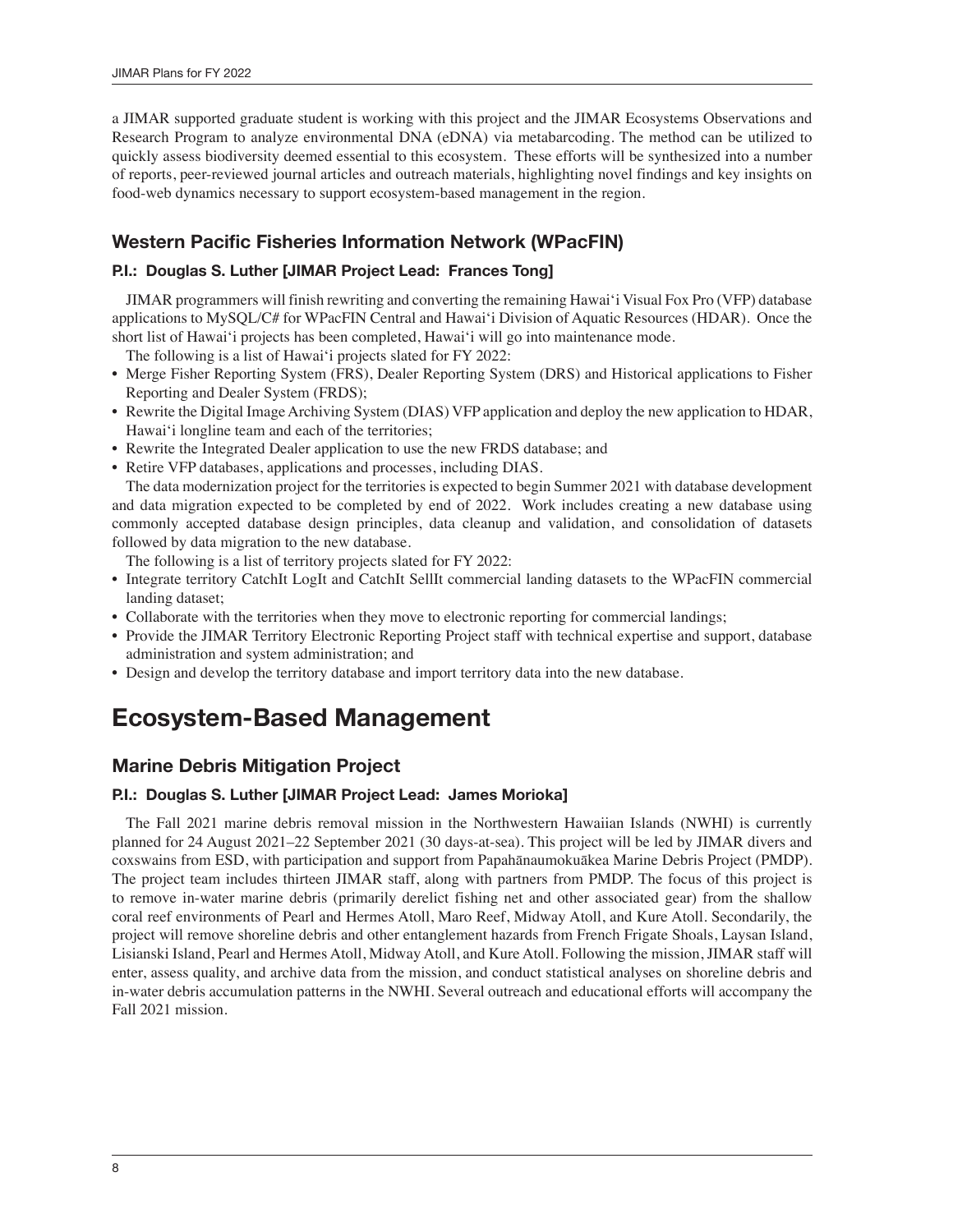a JIMAR supported graduate student is working with this project and the JIMAR Ecosystems Observations and Research Program to analyze environmental DNA (eDNA) via metabarcoding. The method can be utilized to quickly assess biodiversity deemed essential to this ecosystem. These efforts will be synthesized into a number of reports, peer-reviewed journal articles and outreach materials, highlighting novel findings and key insights on food-web dynamics necessary to support ecosystem-based management in the region.

### Western Pacific Fisheries Information Network (WPacFIN)

#### P.I.: Douglas S. Luther [JIMAR Project Lead: Frances Tong]

JIMAR programmers will finish rewriting and converting the remaining Hawai'i Visual Fox Pro (VFP) database applications to MySQL/C# for WPacFIN Central and Hawai'i Division of Aquatic Resources (HDAR). Once the short list of Hawai'i projects has been completed, Hawai'i will go into maintenance mode.

The following is a list of Hawai'i projects slated for FY 2022:

- Merge Fisher Reporting System (FRS), Dealer Reporting System (DRS) and Historical applications to Fisher Reporting and Dealer System (FRDS);
- Rewrite the Digital Image Archiving System (DIAS) VFP application and deploy the new application to HDAR, Hawai'i longline team and each of the territories;
- Rewrite the Integrated Dealer application to use the new FRDS database; and
- Retire VFP databases, applications and processes, including DIAS.

The data modernization project for the territories is expected to begin Summer 2021 with database development and data migration expected to be completed by end of 2022. Work includes creating a new database using commonly accepted database design principles, data cleanup and validation, and consolidation of datasets followed by data migration to the new database.

The following is a list of territory projects slated for FY 2022:

- Integrate territory CatchIt LogIt and CatchIt SellIt commercial landing datasets to the WPacFIN commercial landing dataset;
- Collaborate with the territories when they move to electronic reporting for commercial landings;
- Provide the JIMAR Territory Electronic Reporting Project staff with technical expertise and support, database administration and system administration; and
- Design and develop the territory database and import territory data into the new database.

## Ecosystem-Based Management

### Marine Debris Mitigation Project

#### P.I.: Douglas S. Luther [JIMAR Project Lead: James Morioka]

The Fall 2021 marine debris removal mission in the Northwestern Hawaiian Islands (NWHI) is currently planned for 24 August 2021–22 September 2021 (30 days-at-sea). This project will be led by JIMAR divers and coxswains from ESD, with participation and support from Papahānaumokuākea Marine Debris Project (PMDP). The project team includes thirteen JIMAR staff, along with partners from PMDP. The focus of this project is to remove in-water marine debris (primarily derelict fishing net and other associated gear) from the shallow coral reef environments of Pearl and Hermes Atoll, Maro Reef, Midway Atoll, and Kure Atoll. Secondarily, the project will remove shoreline debris and other entanglement hazards from French Frigate Shoals, Laysan Island, Lisianski Island, Pearl and Hermes Atoll, Midway Atoll, and Kure Atoll. Following the mission, JIMAR staff will enter, assess quality, and archive data from the mission, and conduct statistical analyses on shoreline debris and in-water debris accumulation patterns in the NWHI. Several outreach and educational efforts will accompany the Fall 2021 mission.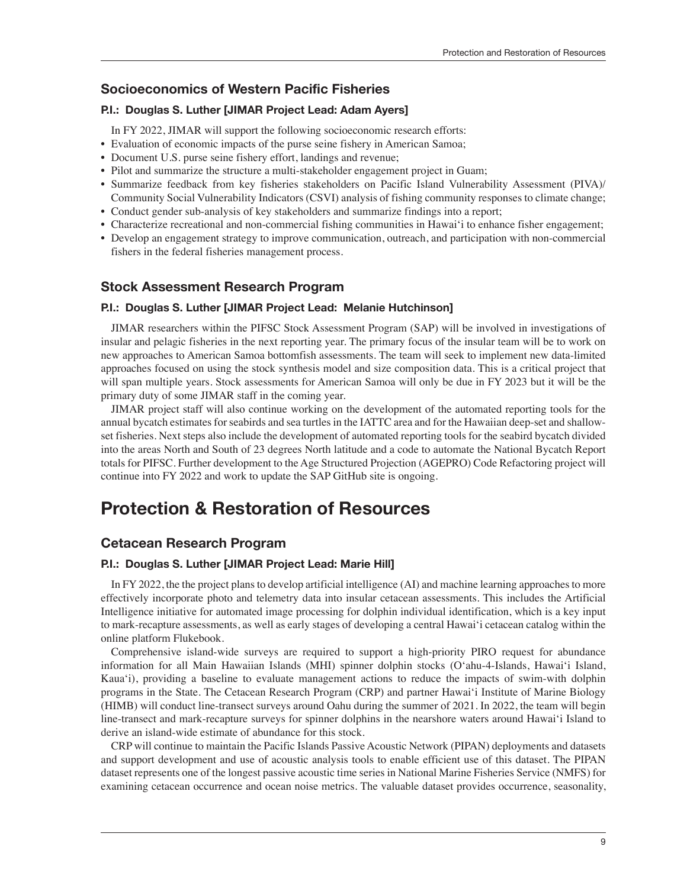### Socioeconomics of Western Pacific Fisheries

**P.I.: Douglas S. Luther [JIMAR Project Lead: Adam Ayers]**

In FY 2022, JIMAR will support the following socioeconomic research efforts:

- Evaluation of economic impacts of the purse seine fishery in American Samoa;
- Document U.S. purse seine fishery effort, landings and revenue;
- Pilot and summarize the structure a multi-stakeholder engagement project in Guam;
- Summarize feedback from key fisheries stakeholders on Pacific Island Vulnerability Assessment (PIVA)/ Community Social Vulnerability Indicators (CSVI) analysis of fishing community responses to climate change;
- Conduct gender sub-analysis of key stakeholders and summarize findings into a report;
- Characterize recreational and non-commercial fishing communities in Hawai'i to enhance fisher engagement;
- Develop an engagement strategy to improve communication, outreach, and participation with non-commercial fishers in the federal fisheries management process.

### Stock Assessment Research Program

**P.I.: Douglas S. Luther [JIMAR Project Lead: Melanie Hutchinson]**

JIMAR researchers within the PIFSC Stock Assessment Program (SAP) will be involved in investigations of insular and pelagic fisheries in the next reporting year. The primary focus of the insular team will be to work on new approaches to American Samoa bottomfish assessments. The team will seek to implement new data-limited approaches focused on using the stock synthesis model and size composition data. This is a critical project that will span multiple years. Stock assessments for American Samoa will only be due in FY 2023 but it will be the primary duty of some JIMAR staff in the coming year.

JIMAR project staff will also continue working on the development of the automated reporting tools for the annual bycatch estimates for seabirds and sea turtles in the IATTC area and for the Hawaiian deep-set and shallow-set fisheries. Next steps also include the development of automated reporting tools for the seabird bycatch divided into the areas North and South of 23 degrees North latitude and a code to automate the National Bycatch Report totals for PIFSC. Further development to the Age Structured Projection (AGEPRO) Code Refactoring project will continue into FY 2022 and work to update the SAP GitHub site is ongoing.

## Protection & Restoration of Resources

### Cetacean Research Program

**P.I.: Douglas S. Luther [JIMAR Project Lead: Marie Hill]**

In FY 2022, the the project plans to develop artificial intelligence (AI) and machine learning approaches to more effectively incorporate photo and telemetry data into insular cetacean assessments. This includes the Artificial Intelligence initiative for automated image processing for dolphin individual identification, which is a key input to mark-recapture assessments, as well as early stages of developing a central Hawai'i cetacean catalog within the online platform Flukebook.

Comprehensive island-wide surveys are required to support a high-priority PIRO request for abundance information for all Main Hawaiian Islands (MHI) spinner dolphin stocks (O'ahu-4-Islands, Hawai'i Island, Kaua'i), providing a baseline to evaluate management actions to reduce the impacts of swim-with dolphin programs in the State. The Cetacean Research Program (CRP) and partner Hawai'i Institute of Marine Biology (HIMB) will conduct line-transect surveys around Oahu during the summer of 2021. In 2022, the team will begin line-transect and mark-recapture surveys for spinner dolphins in the nearshore waters around Hawai'i Island to derive an island-wide estimate of abundance for this stock.

CRP will continue to maintain the Pacific Islands Passive Acoustic Network (PIPAN) deployments and datasets and support development and use of acoustic analysis tools to enable efficient use of this dataset. The PIPAN dataset represents one of the longest passive acoustic time series in National Marine Fisheries Service (NMFS) for examining cetacean occurrence and ocean noise metrics. The valuable dataset provides occurrence, seasonality,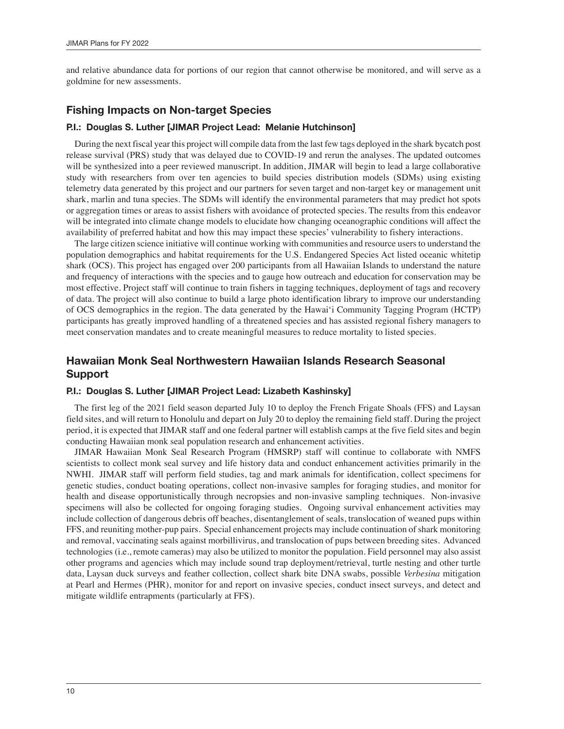and relative abundance data for portions of our region that cannot otherwise be monitored, and will serve as a goldmine for new assessments.

## Fishing Impacts on Non-target Species

#### P.I.: Douglas S. Luther [JIMAR Project Lead: Melanie Hutchinson]

During the next fiscal year this project will compile data from the last few tags deployed in the shark bycatch post release survival (PRS) study that was delayed due to COVID-19 and rerun the analyses. The updated outcomes will be synthesized into a peer reviewed manuscript. In addition, JIMAR will begin to lead a large collaborative study with researchers from over ten agencies to build species distribution models (SDMs) using existing telemetry data generated by this project and our partners for seven target and non-target key or management unit shark, marlin and tuna species. The SDMs will identify the environmental parameters that may predict hot spots or aggregation times or areas to assist fishers with avoidance of protected species. The results from this endeavor will be integrated into climate change models to elucidate how changing oceanographic conditions will affect the availability of preferred habitat and how this may impact these species' vulnerability to fishery interactions.

The large citizen science initiative will continue working with communities and resource users to understand the population demographics and habitat requirements for the U.S. Endangered Species Act listed oceanic whitetip shark (OCS). This project has engaged over 200 participants from all Hawaiian Islands to understand the nature and frequency of interactions with the species and to gauge how outreach and education for conservation may be most effective. Project staff will continue to train fishers in tagging techniques, deployment of tags and recovery of data. The project will also continue to build a large photo identification library to improve our understanding of OCS demographics in the region. The data generated by the Hawai'i Community Tagging Program (HCTP) participants has greatly improved handling of a threatened species and has assisted regional fishery managers to meet conservation mandates and to create meaningful measures to reduce mortality to listed species.

## Hawaiian Monk Seal Northwestern Hawaiian Islands Research Seasonal Support

#### P.I.: Douglas S. Luther [JIMAR Project Lead: Lizabeth Kashinsky]

The first leg of the 2021 field season departed July 10 to deploy the French Frigate Shoals (FFS) and Laysan field sites, and will return to Honolulu and depart on July 20 to deploy the remaining field staff. During the project period, it is expected that JIMAR staff and one federal partner will establish camps at the five field sites and begin conducting Hawaiian monk seal population research and enhancement activities.

JIMAR Hawaiian Monk Seal Research Program (HMSRP) staff will continue to collaborate with NMFS scientists to collect monk seal survey and life history data and conduct enhancement activities primarily in the NWHI. JIMAR staff will perform field studies, tag and mark animals for identification, collect specimens for genetic studies, conduct boating operations, collect non-invasive samples for foraging studies, and monitor for health and disease opportunistically through necropsies and non-invasive sampling techniques. Non-invasive specimens will also be collected for ongoing foraging studies. Ongoing survival enhancement activities may include collection of dangerous debris off beaches, disentanglement of seals, translocation of weaned pups within FFS, and reuniting mother-pup pairs. Special enhancement projects may include continuation of shark monitoring and removal, vaccinating seals against morbillivirus, and translocation of pups between breeding sites. Advanced technologies (i.e., remote cameras) may also be utilized to monitor the population. Field personnel may also assist other programs and agencies which may include sound trap deployment/retrieval, turtle nesting and other turtle data, Laysan duck surveys and feather collection, collect shark bite DNA swabs, possible *Verbesina* mitigation at Pearl and Hermes (PHR), monitor for and report on invasive species, conduct insect surveys, and detect and mitigate wildlife entrapments (particularly at FFS).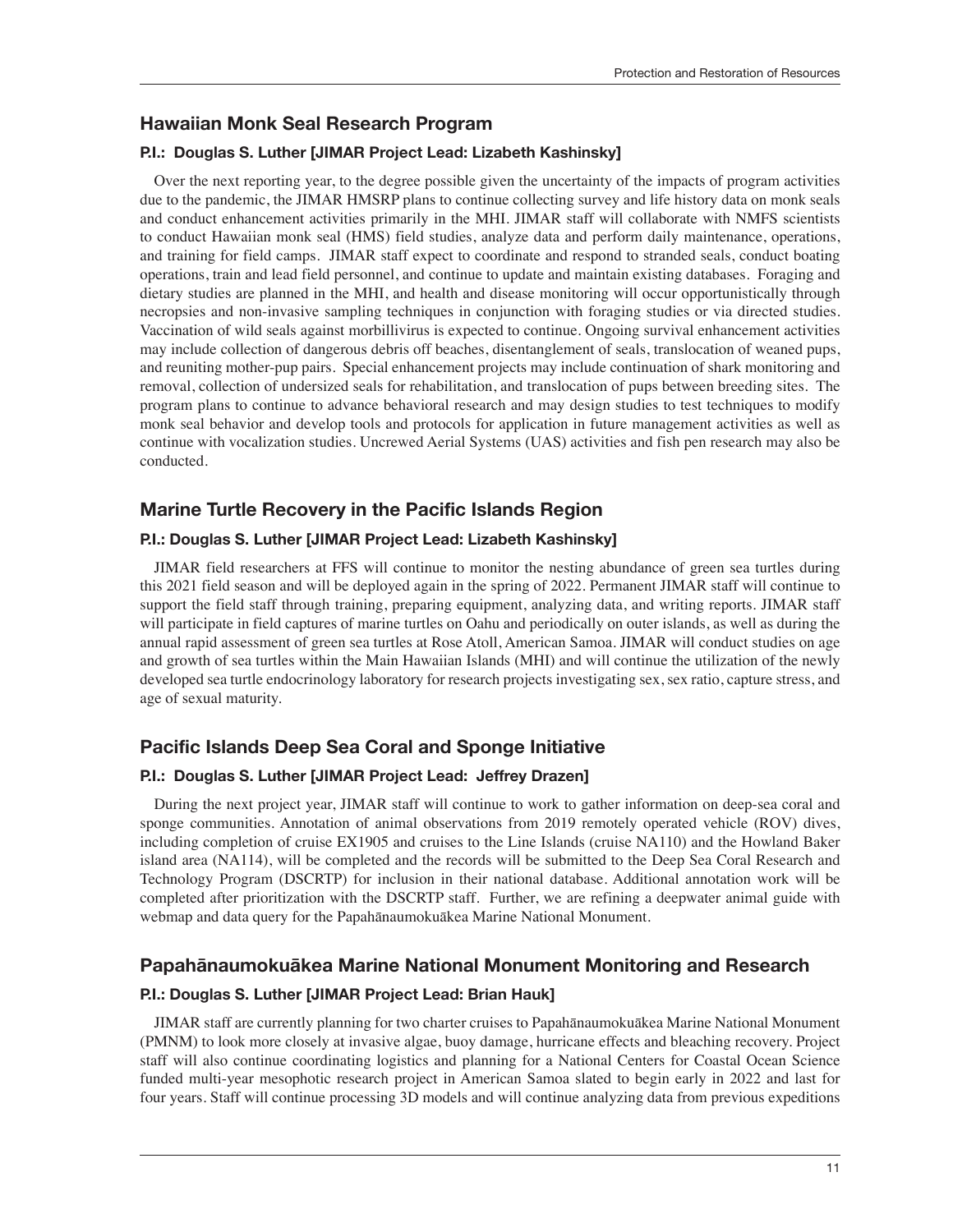## Hawaiian Monk Seal Research Program

**P.I.: Douglas S. Luther [JIMAR Project Lead: Lizabeth Kashinsky]**

Over the next reporting year, to the degree possible given the uncertainty of the impacts of program activities due to the pandemic, the JIMAR HMSRP plans to continue collecting survey and life history data on monk seals and conduct enhancement activities primarily in the MHI. JIMAR staff will collaborate with NMFS scientists to conduct Hawaiian monk seal (HMS) field studies, analyze data and perform daily maintenance, operations, and training for field camps. JIMAR staff expect to coordinate and respond to stranded seals, conduct boating operations, train and lead field personnel, and continue to update and maintain existing databases. Foraging and dietary studies are planned in the MHI, and health and disease monitoring will occur opportunistically through necropsies and non-invasive sampling techniques in conjunction with foraging studies or via directed studies. Vaccination of wild seals against morbillivirus is expected to continue. Ongoing survival enhancement activities may include collection of dangerous debris off beaches, disentanglement of seals, translocation of weaned pups, and reuniting mother-pup pairs. Special enhancement projects may include continuation of shark monitoring and removal, collection of undersized seals for rehabilitation, and translocation of pups between breeding sites. The program plans to continue to advance behavioral research and may design studies to test techniques to modify monk seal behavior and develop tools and protocols for application in future management activities as well as continue with vocalization studies. Uncrewed Aerial Systems (UAS) activities and fish pen research may also be conducted.

## Marine Turtle Recovery in the Pacific Islands Region

**P.I.: Douglas S. Luther [JIMAR Project Lead: Lizabeth Kashinsky]**

JIMAR field researchers at FFS will continue to monitor the nesting abundance of green sea turtles during this 2021 field season and will be deployed again in the spring of 2022. Permanent JIMAR staff will continue to support the field staff through training, preparing equipment, analyzing data, and writing reports. JIMAR staff will participate in field captures of marine turtles on Oahu and periodically on outer islands, as well as during the annual rapid assessment of green sea turtles at Rose Atoll, American Samoa. JIMAR will conduct studies on age and growth of sea turtles within the Main Hawaiian Islands (MHI) and will continue the utilization of the newly developed sea turtle endocrinology laboratory for research projects investigating sex, sex ratio, capture stress, and age of sexual maturity.

## Pacific Islands Deep Sea Coral and Sponge Initiative

**P.I.: Douglas S. Luther [JIMAR Project Lead: Jeffrey Drazen]**

During the next project year, JIMAR staff will continue to work to gather information on deep-sea coral and sponge communities. Annotation of animal observations from 2019 remotely operated vehicle (ROV) dives, including completion of cruise EX1905 and cruises to the Line Islands (cruise NA110) and the Howland Baker island area (NA114), will be completed and the records will be submitted to the Deep Sea Coral Research and Technology Program (DSCRTP) for inclusion in their national database. Additional annotation work will be completed after prioritization with the DSCRTP staff. Further, we are refining a deepwater animal guide with webmap and data query for the Papahānaumokuākea Marine National Monument.

## Papahānaumokuākea Marine National Monument Monitoring and Research

**P.I.: Douglas S. Luther [JIMAR Project Lead: Brian Hauk]**

JIMAR staff are currently planning for two charter cruises to Papahānaumokuākea Marine National Monument (PMNM) to look more closely at invasive algae, buoy damage, hurricane effects and bleaching recovery. Project staff will also continue coordinating logistics and planning for a National Centers for Coastal Ocean Science funded multi-year mesophotic research project in American Samoa slated to begin early in 2022 and last for four years. Staff will continue processing 3D models and will continue analyzing data from previous expeditions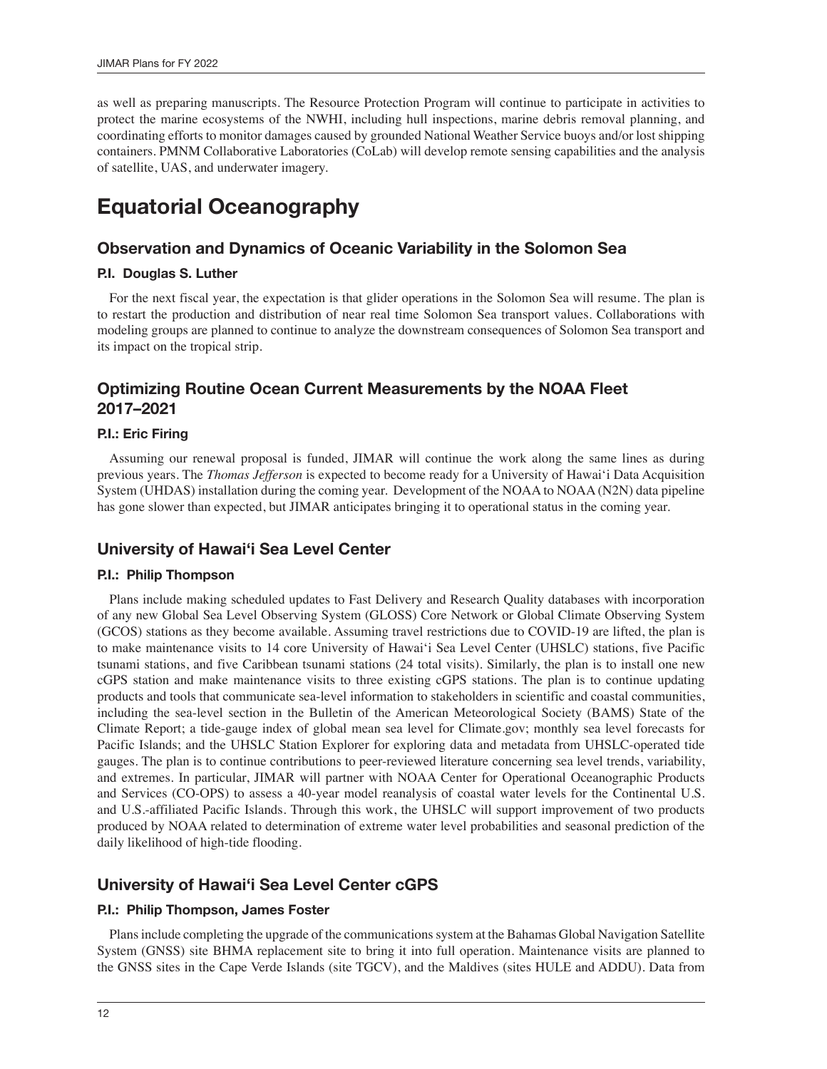as well as preparing manuscripts. The Resource Protection Program will continue to participate in activities to protect the marine ecosystems of the NWHI, including hull inspections, marine debris removal planning, and coordinating efforts to monitor damages caused by grounded National Weather Service buoys and/or lost shipping containers. PMNM Collaborative Laboratories (CoLab) will develop remote sensing capabilities and the analysis of satellite, UAS, and underwater imagery.

# Equatorial Oceanography

## Observation and Dynamics of Oceanic Variability in the Solomon Sea

**P.I. Douglas S. Luther**

For the next fiscal year, the expectation is that glider operations in the Solomon Sea will resume. The plan is to restart the production and distribution of near real time Solomon Sea transport values. Collaborations with modeling groups are planned to continue to analyze the downstream consequences of Solomon Sea transport and its impact on the tropical strip.

## Optimizing Routine Ocean Current Measurements by the NOAA Fleet 2017–2021

**P.I.: Eric Firing**

Assuming our renewal proposal is funded, JIMAR will continue the work along the same lines as during previous years. The *Thomas Jefferson* is expected to become ready for a University of Hawai'i Data Acquisition System (UHDAS) installation during the coming year. Development of the NOAA to NOAA (N2N) data pipeline has gone slower than expected, but JIMAR anticipates bringing it to operational status in the coming year.

## University of Hawai'i Sea Level Center

**P.I.: Philip Thompson**

Plans include making scheduled updates to Fast Delivery and Research Quality databases with incorporation of any new Global Sea Level Observing System (GLOSS) Core Network or Global Climate Observing System (GCOS) stations as they become available. Assuming travel restrictions due to COVID-19 are lifted, the plan is to make maintenance visits to 14 core University of Hawai'i Sea Level Center (UHSLC) stations, five Pacific tsunami stations, and five Caribbean tsunami stations (24 total visits). Similarly, the plan is to install one new cGPS station and make maintenance visits to three existing cGPS stations. The plan is to continue updating products and tools that communicate sea-level information to stakeholders in scientific and coastal communities, including the sea-level section in the Bulletin of the American Meteorological Society (BAMS) State of the Climate Report; a tide-gauge index of global mean sea level for Climate.gov; monthly sea level forecasts for Pacific Islands; and the UHSLC Station Explorer for exploring data and metadata from UHSLC-operated tide gauges. The plan is to continue contributions to peer-reviewed literature concerning sea level trends, variability, and extremes. In particular, JIMAR will partner with NOAA Center for Operational Oceanographic Products and Services (CO-OPS) to assess a 40-year model reanalysis of coastal water levels for the Continental U.S. and U.S.-affiliated Pacific Islands. Through this work, the UHSLC will support improvement of two products produced by NOAA related to determination of extreme water level probabilities and seasonal prediction of the daily likelihood of high-tide flooding.

## University of Hawai'i Sea Level Center cGPS

**P.I.: Philip Thompson, James Foster**

Plans include completing the upgrade of the communications system at the Bahamas Global Navigation Satellite System (GNSS) site BHMA replacement site to bring it into full operation. Maintenance visits are planned to the GNSS sites in the Cape Verde Islands (site TGCV), and the Maldives (sites HULE and ADDU). Data from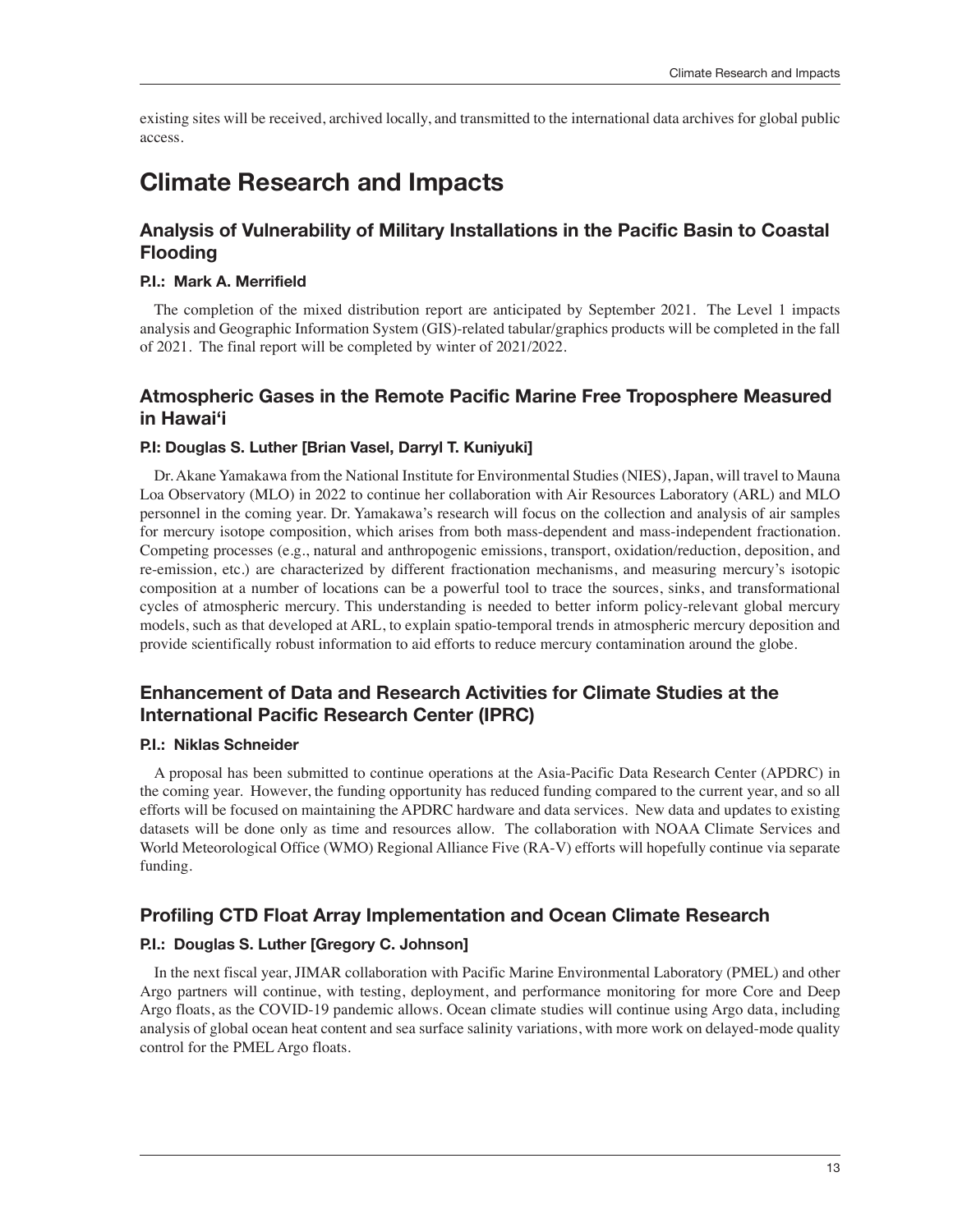existing sites will be received, archived locally, and transmitted to the international data archives for global public access.

# Climate Research and Impacts

## Analysis of Vulnerability of Military Installations in the Pacific Basin to Coastal Flooding

### P.I.: Mark A. Merrifield

The completion of the mixed distribution report are anticipated by September 2021. The Level 1 impacts analysis and Geographic Information System (GIS)-related tabular/graphics products will be completed in the fall of 2021. The final report will be completed by winter of 2021/2022.

## Atmospheric Gases in the Remote Pacific Marine Free Troposphere Measured in Hawai‘i

### P.I: Douglas S. Luther [Brian Vasel, Darryl T. Kuniyuki]

Dr. Akane Yamakawa from the National Institute for Environmental Studies (NIES), Japan, will travel to Mauna Loa Observatory (MLO) in 2022 to continue her collaboration with Air Resources Laboratory (ARL) and MLO personnel in the coming year. Dr. Yamakawa's research will focus on the collection and analysis of air samples for mercury isotope composition, which arises from both mass-dependent and mass-independent fractionation. Competing processes (e.g., natural and anthropogenic emissions, transport, oxidation/reduction, deposition, and re-emission, etc.) are characterized by different fractionation mechanisms, and measuring mercury's isotopic composition at a number of locations can be a powerful tool to trace the sources, sinks, and transformational cycles of atmospheric mercury. This understanding is needed to better inform policy-relevant global mercury models, such as that developed at ARL, to explain spatio-temporal trends in atmospheric mercury deposition and provide scientifically robust information to aid efforts to reduce mercury contamination around the globe.

## Enhancement of Data and Research Activities for Climate Studies at the International Pacific Research Center (IPRC)

### P.I.: Niklas Schneider

A proposal has been submitted to continue operations at the Asia-Pacific Data Research Center (APDRC) in the coming year. However, the funding opportunity has reduced funding compared to the current year, and so all efforts will be focused on maintaining the APDRC hardware and data services. New data and updates to existing datasets will be done only as time and resources allow. The collaboration with NOAA Climate Services and World Meteorological Office (WMO) Regional Alliance Five (RA-V) efforts will hopefully continue via separate funding.

## Profiling CTD Float Array Implementation and Ocean Climate Research

### P.I.: Douglas S. Luther [Gregory C. Johnson]

In the next fiscal year, JIMAR collaboration with Pacific Marine Environmental Laboratory (PMEL) and other Argo partners will continue, with testing, deployment, and performance monitoring for more Core and Deep Argo floats, as the COVID-19 pandemic allows. Ocean climate studies will continue using Argo data, including analysis of global ocean heat content and sea surface salinity variations, with more work on delayed-mode quality control for the PMEL Argo floats.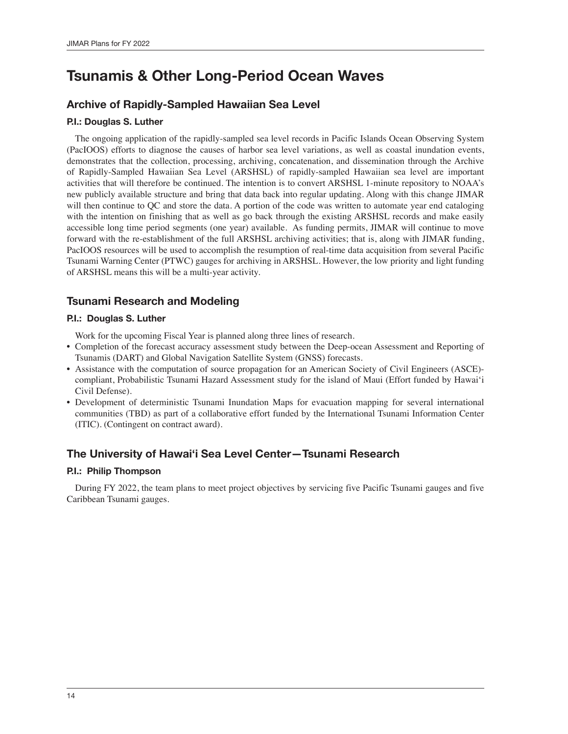# Tsunamis & Other Long-Period Ocean Waves

## Archive of Rapidly-Sampled Hawaiian Sea Level

**P.I.: Douglas S. Luther**

The ongoing application of the rapidly-sampled sea level records in Pacific Islands Ocean Observing System (PacIOOS) efforts to diagnose the causes of harbor sea level variations, as well as coastal inundation events, demonstrates that the collection, processing, archiving, concatenation, and dissemination through the Archive of Rapidly-Sampled Hawaiian Sea Level (ARSHSL) of rapidly-sampled Hawaiian sea level are important activities that will therefore be continued. The intention is to convert ARSHSL 1-minute repository to NOAA's new publicly available structure and bring that data back into regular updating. Along with this change JIMAR will then continue to QC and store the data. A portion of the code was written to automate year end cataloging with the intention on finishing that as well as go back through the existing ARSHSL records and make easily accessible long time period segments (one year) available. As funding permits, JIMAR will continue to move forward with the re-establishment of the full ARSHSL archiving activities; that is, along with JIMAR funding, PacIOOS resources will be used to accomplish the resumption of real-time data acquisition from several Pacific Tsunami Warning Center (PTWC) gauges for archiving in ARSHSL. However, the low priority and light funding of ARSHSL means this will be a multi-year activity.

## Tsunami Research and Modeling

**P.I.: Douglas S. Luther**

Work for the upcoming Fiscal Year is planned along three lines of research.

- Completion of the forecast accuracy assessment study between the Deep-ocean Assessment and Reporting of Tsunamis (DART) and Global Navigation Satellite System (GNSS) forecasts.
- Assistance with the computation of source propagation for an American Society of Civil Engineers (ASCE)-compliant, Probabilistic Tsunami Hazard Assessment study for the island of Maui (Effort funded by Hawai'i Civil Defense).
- Development of deterministic Tsunami Inundation Maps for evacuation mapping for several international communities (TBD) as part of a collaborative effort funded by the International Tsunami Information Center (ITIC). (Contingent on contract award).

## The University of Hawai'i Sea Level Center—Tsunami Research

**P.I.: Philip Thompson**

During FY 2022, the team plans to meet project objectives by servicing five Pacific Tsunami gauges and five Caribbean Tsunami gauges.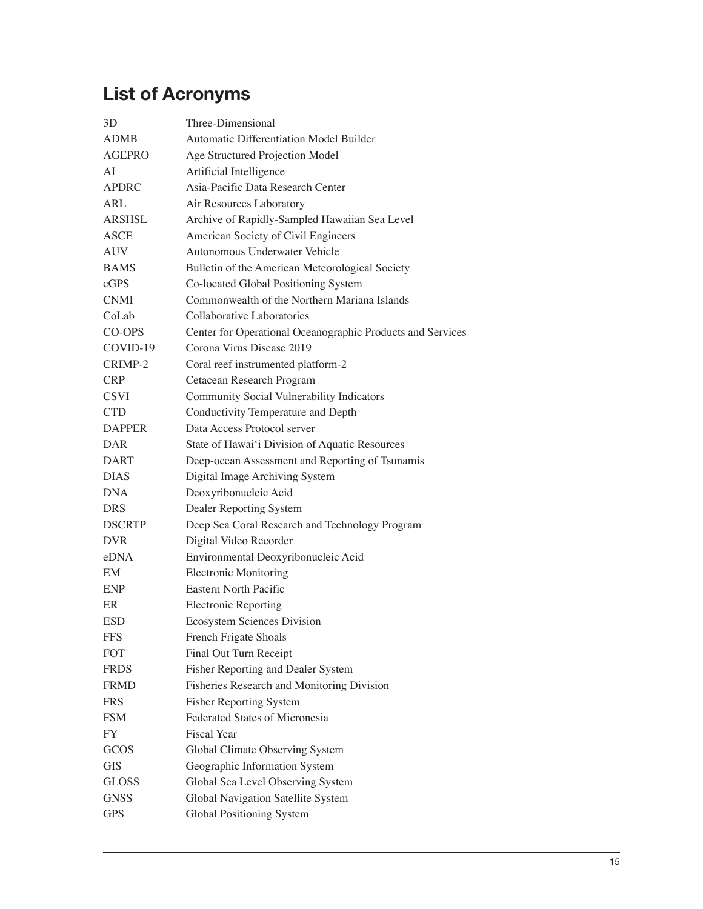## List of Acronyms

| | |
|---|---|
| 3D | Three-Dimensional |
| ADMB | Automatic Differentiation Model Builder |
| AGEPRO | Age Structured Projection Model |
| AI | Artificial Intelligence |
| APDRC | Asia-Pacific Data Research Center |
| ARL | Air Resources Laboratory |
| ARSHSL | Archive of Rapidly-Sampled Hawaiian Sea Level |
| ASCE | American Society of Civil Engineers |
| AUV | Autonomous Underwater Vehicle |
| BAMS | Bulletin of the American Meteorological Society |
| cGPS | Co-located Global Positioning System |
| CNMI | Commonwealth of the Northern Mariana Islands |
| CoLab | Collaborative Laboratories |
| CO-OPS | Center for Operational Oceanographic Products and Services |
| COVID-19 | Corona Virus Disease 2019 |
| CRIMP-2 | Coral reef instrumented platform-2 |
| CRP | Cetacean Research Program |
| CSVI | Community Social Vulnerability Indicators |
| CTD | Conductivity Temperature and Depth |
| DAPPER | Data Access Protocol server |
| DAR | State of Hawai'i Division of Aquatic Resources |
| DART | Deep-ocean Assessment and Reporting of Tsunamis |
| DIAS | Digital Image Archiving System |
| DNA | Deoxyribonucleic Acid |
| DRS | Dealer Reporting System |
| DSCRTP | Deep Sea Coral Research and Technology Program |
| DVR | Digital Video Recorder |
| eDNA | Environmental Deoxyribonucleic Acid |
| EM | Electronic Monitoring |
| ENP | Eastern North Pacific |
| ER | Electronic Reporting |
| ESD | Ecosystem Sciences Division |
| FFS | French Frigate Shoals |
| FOT | Final Out Turn Receipt |
| FRDS | Fisher Reporting and Dealer System |
| FRMD | Fisheries Research and Monitoring Division |
| FRS | Fisher Reporting System |
| FSM | Federated States of Micronesia |
| FY | Fiscal Year |
| GCOS | Global Climate Observing System |
| GIS | Geographic Information System |
| GLOSS | Global Sea Level Observing System |
| GNSS | Global Navigation Satellite System |
| GPS | Global Positioning System |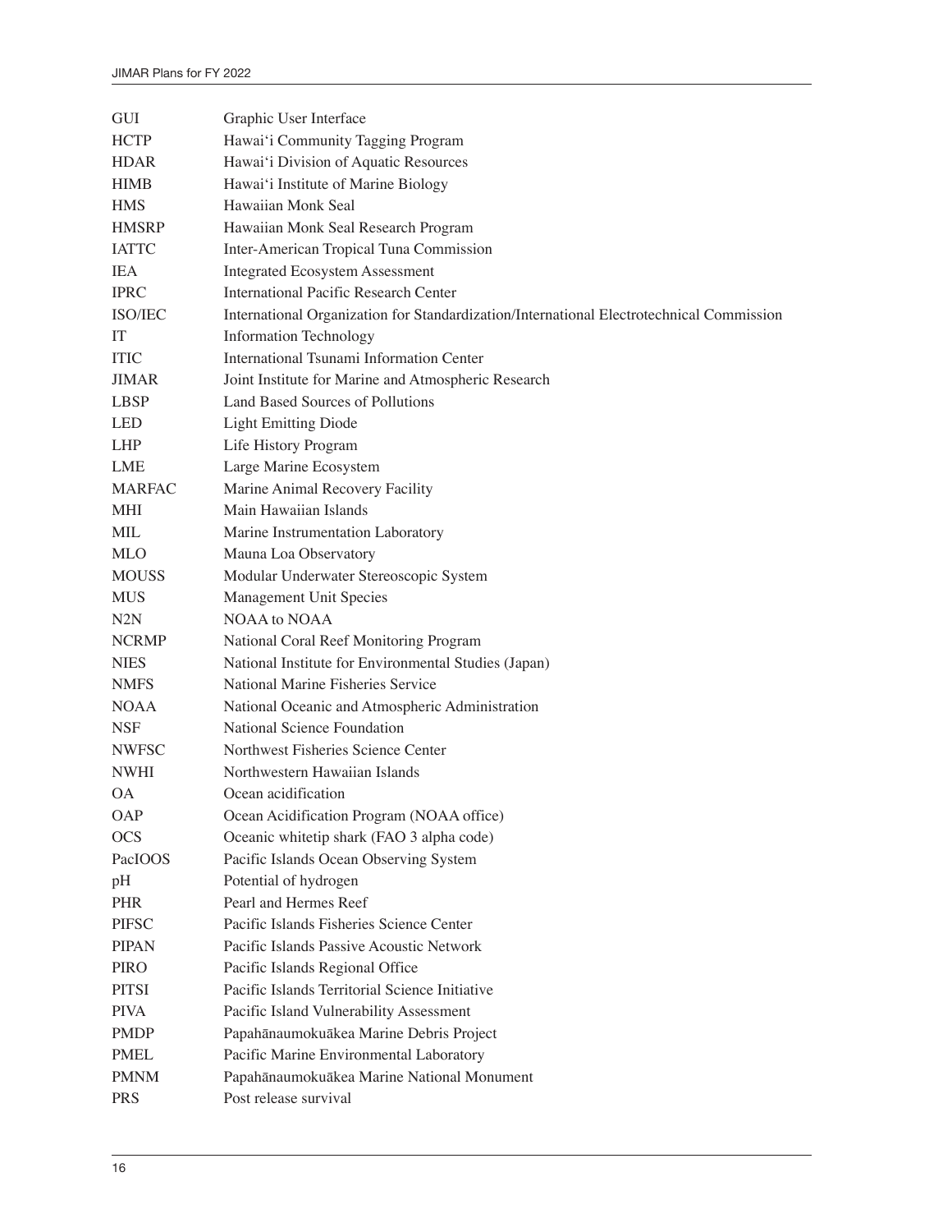| | |
|---|---|
| GUI | Graphic User Interface |
| HCTP | Hawai'i Community Tagging Program |
| HDAR | Hawai'i Division of Aquatic Resources |
| HIMB | Hawai'i Institute of Marine Biology |
| HMS | Hawaiian Monk Seal |
| HMSRP | Hawaiian Monk Seal Research Program |
| IATTC | Inter-American Tropical Tuna Commission |
| IEA | Integrated Ecosystem Assessment |
| IPRC | International Pacific Research Center |
| ISO/IEC | International Organization for Standardization/International Electrotechnical Commission |
| IT | Information Technology |
| ITIC | International Tsunami Information Center |
| JIMAR | Joint Institute for Marine and Atmospheric Research |
| LBSP | Land Based Sources of Pollutions |
| LED | Light Emitting Diode |
| LHP | Life History Program |
| LME | Large Marine Ecosystem |
| MARFAC | Marine Animal Recovery Facility |
| MHI | Main Hawaiian Islands |
| MIL | Marine Instrumentation Laboratory |
| MLO | Mauna Loa Observatory |
| MOUSS | Modular Underwater Stereoscopic System |
| MUS | Management Unit Species |
| N2N | NOAA to NOAA |
| NCRMP | National Coral Reef Monitoring Program |
| NIES | National Institute for Environmental Studies (Japan) |
| NMFS | National Marine Fisheries Service |
| NOAA | National Oceanic and Atmospheric Administration |
| NSF | National Science Foundation |
| NWFSC | Northwest Fisheries Science Center |
| NWHI | Northwestern Hawaiian Islands |
| OA | Ocean acidification |
| OAP | Ocean Acidification Program (NOAA office) |
| OCS | Oceanic whitetip shark (FAO 3 alpha code) |
| PacIOOS | Pacific Islands Ocean Observing System |
| pH | Potential of hydrogen |
| PHR | Pearl and Hermes Reef |
| PIFSC | Pacific Islands Fisheries Science Center |
| PIPAN | Pacific Islands Passive Acoustic Network |
| PIRO | Pacific Islands Regional Office |
| PITSI | Pacific Islands Territorial Science Initiative |
| PIVA | Pacific Island Vulnerability Assessment |
| PMDP | Papahānaumokuākea Marine Debris Project |
| PMEL | Pacific Marine Environmental Laboratory |
| PMNM | Papahānaumokuākea Marine National Monument |
| PRS | Post release survival |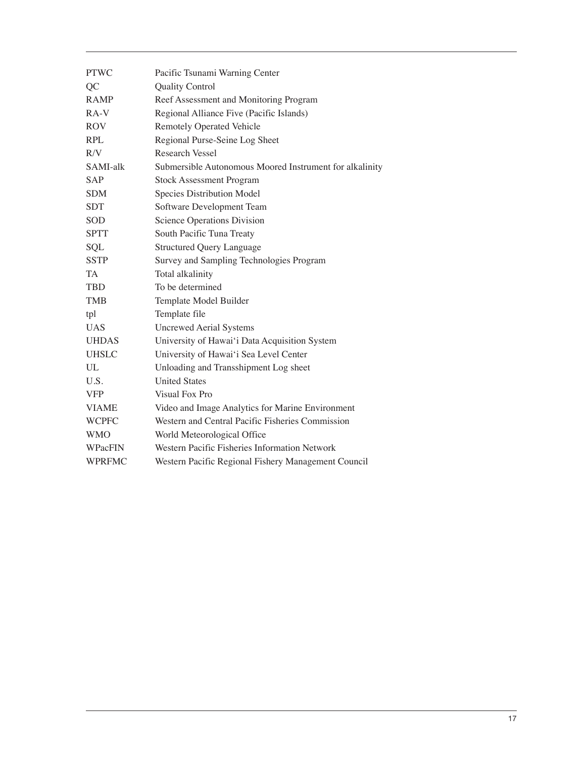| | |
|---|---|
| PTWC | Pacific Tsunami Warning Center |
| QC | Quality Control |
| RAMP | Reef Assessment and Monitoring Program |
| RA-V | Regional Alliance Five (Pacific Islands) |
| ROV | Remotely Operated Vehicle |
| RPL | Regional Purse-Seine Log Sheet |
| R/V | Research Vessel |
| SAMI-alk | Submersible Autonomous Moored Instrument for alkalinity |
| SAP | Stock Assessment Program |
| SDM | Species Distribution Model |
| SDT | Software Development Team |
| SOD | Science Operations Division |
| SPTT | South Pacific Tuna Treaty |
| SQL | Structured Query Language |
| SSTP | Survey and Sampling Technologies Program |
| TA | Total alkalinity |
| TBD | To be determined |
| TMB | Template Model Builder |
| tpl | Template file |
| UAS | Uncrewed Aerial Systems |
| UHDAS | University of Hawai‘i Data Acquisition System |
| UHSLC | University of Hawai‘i Sea Level Center |
| UL | Unloading and Transshipment Log sheet |
| U.S. | United States |
| VFP | Visual Fox Pro |
| VIAME | Video and Image Analytics for Marine Environment |
| WCPFC | Western and Central Pacific Fisheries Commission |
| WMO | World Meteorological Office |
| WPacFIN | Western Pacific Fisheries Information Network |
| WPRFMC | Western Pacific Regional Fishery Management Council |